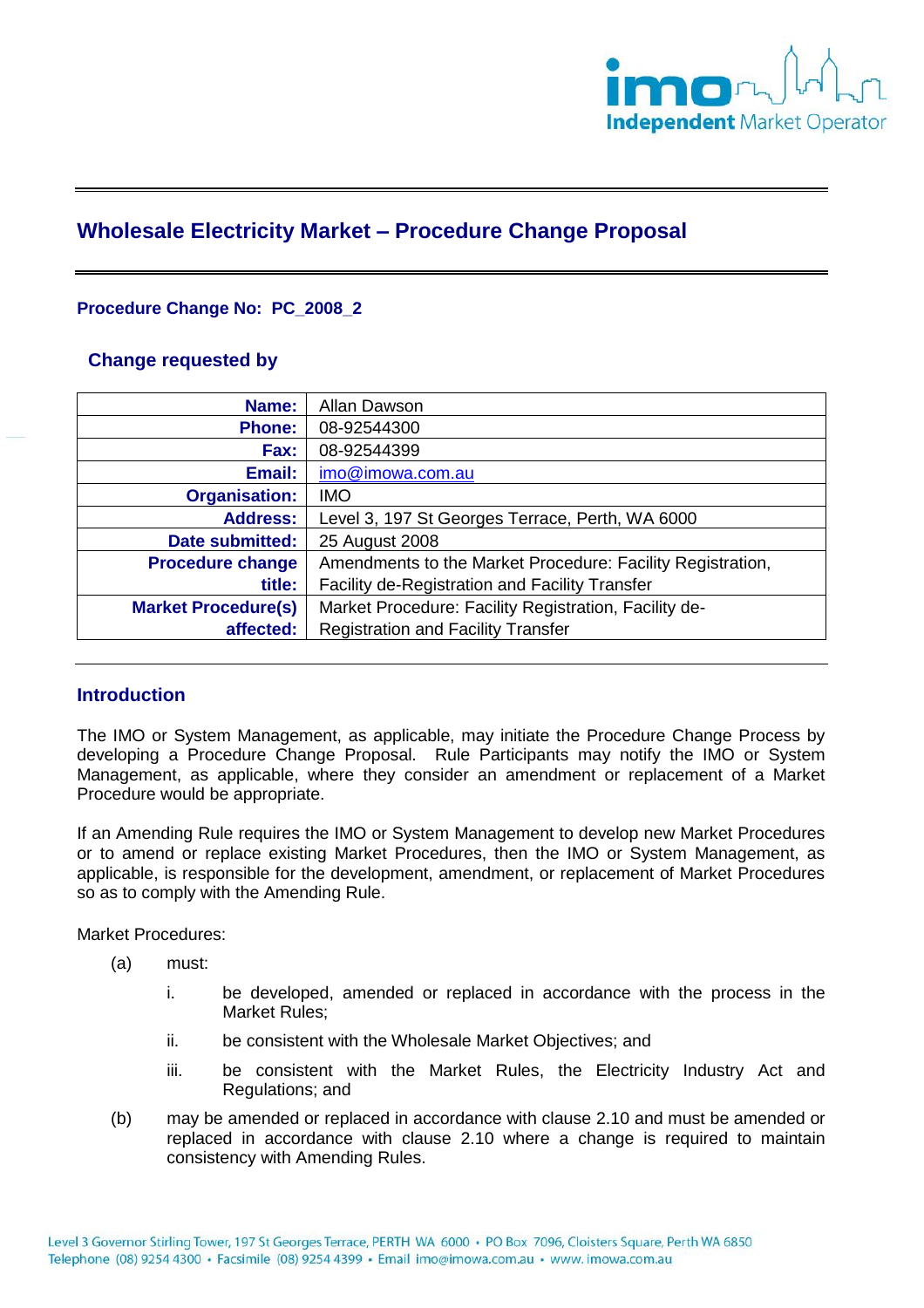# Wholesale Electricity Market – Procedure Change Proposal

**Procedure Change No: PC_2008_2**

## Change requested by

| | |
|---|---|
| **Name:** | Allan Dawson |
| **Phone:** | 08-92544300 |
| **Fax:** | 08-92544399 |
| **Email:** | imo@imowa.com.au |
| **Organisation:** | IMO |
| **Address:** | Level 3, 197 St Georges Terrace, Perth, WA 6000 |
| **Date submitted:** | 25 August 2008 |
| **Procedure change title:** | Amendments to the Market Procedure: Facility Registration, Facility de-Registration and Facility Transfer |
| **Market Procedure(s) affected:** | Market Procedure: Facility Registration, Facility de-Registration and Facility Transfer |

## Introduction

The IMO or System Management, as applicable, may initiate the Procedure Change Process by developing a Procedure Change Proposal. Rule Participants may notify the IMO or System Management, as applicable, where they consider an amendment or replacement of a Market Procedure would be appropriate.

If an Amending Rule requires the IMO or System Management to develop new Market Procedures or to amend or replace existing Market Procedures, then the IMO or System Management, as applicable, is responsible for the development, amendment, or replacement of Market Procedures so as to comply with the Amending Rule.

Market Procedures:

(a) must:

  i. be developed, amended or replaced in accordance with the process in the Market Rules;

  ii. be consistent with the Wholesale Market Objectives; and

  iii. be consistent with the Market Rules, the Electricity Industry Act and Regulations; and

(b) may be amended or replaced in accordance with clause 2.10 and must be amended or replaced in accordance with clause 2.10 where a change is required to maintain consistency with Amending Rules.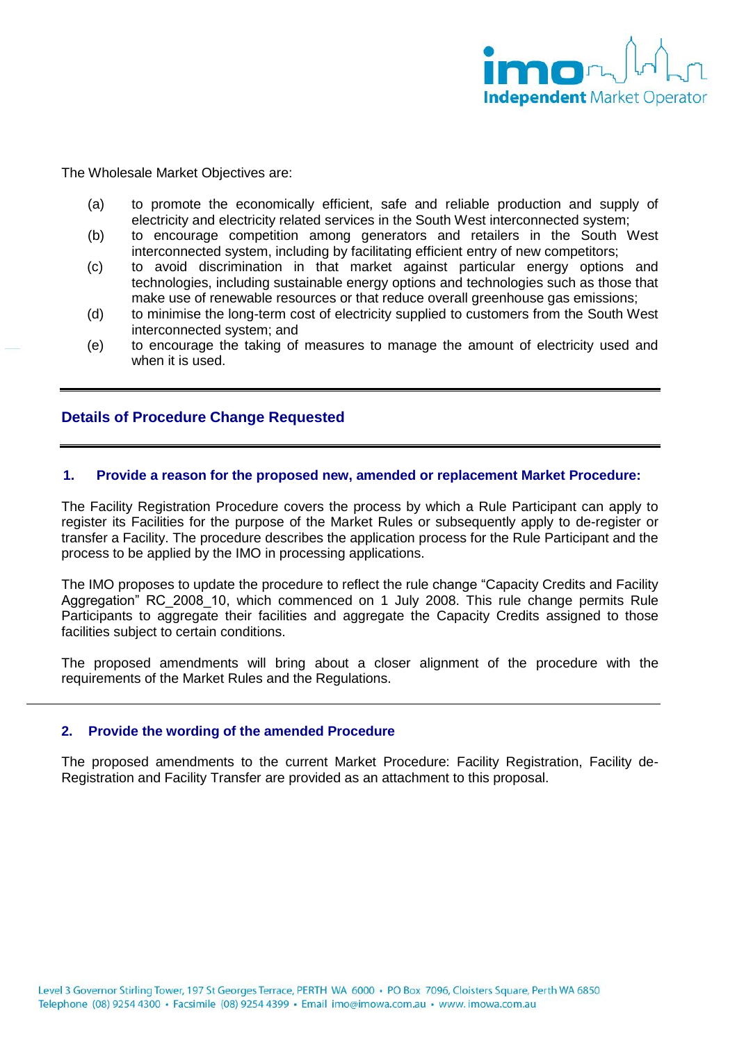The Wholesale Market Objectives are:

- (a) to promote the economically efficient, safe and reliable production and supply of electricity and electricity related services in the South West interconnected system;
- (b) to encourage competition among generators and retailers in the South West interconnected system, including by facilitating efficient entry of new competitors;
- (c) to avoid discrimination in that market against particular energy options and technologies, including sustainable energy options and technologies such as those that make use of renewable resources or that reduce overall greenhouse gas emissions;
- (d) to minimise the long-term cost of electricity supplied to customers from the South West interconnected system; and
- (e) to encourage the taking of measures to manage the amount of electricity used and when it is used.

## Details of Procedure Change Requested

### 1. Provide a reason for the proposed new, amended or replacement Market Procedure:

The Facility Registration Procedure covers the process by which a Rule Participant can apply to register its Facilities for the purpose of the Market Rules or subsequently apply to de-register or transfer a Facility. The procedure describes the application process for the Rule Participant and the process to be applied by the IMO in processing applications.

The IMO proposes to update the procedure to reflect the rule change "Capacity Credits and Facility Aggregation" RC_2008_10, which commenced on 1 July 2008. This rule change permits Rule Participants to aggregate their facilities and aggregate the Capacity Credits assigned to those facilities subject to certain conditions.

The proposed amendments will bring about a closer alignment of the procedure with the requirements of the Market Rules and the Regulations.

### 2. Provide the wording of the amended Procedure

The proposed amendments to the current Market Procedure: Facility Registration, Facility de-Registration and Facility Transfer are provided as an attachment to this proposal.